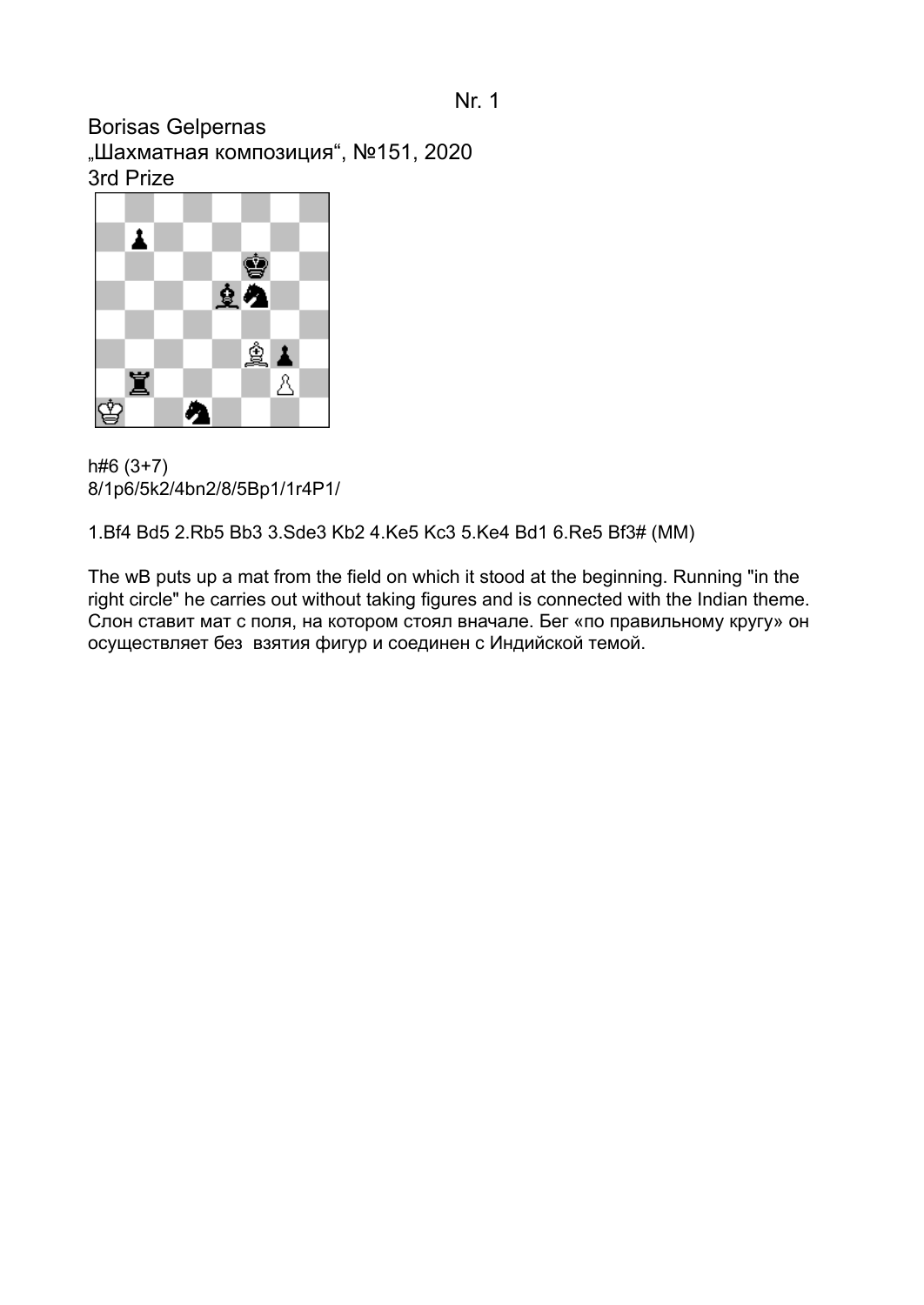Nr. 1

Borisas Gelpernas
„Шахматная композиция", №151, 2020
3rd Prize

h#6 (3+7)
8/1p6/5k2/4bn2/8/5Bp1/1r4P1/

1.Bf4 Bd5 2.Rb5 Bb3 3.Sde3 Kb2 4.Ke5 Kc3 5.Ke4 Bd1 6.Re5 Bf3# (MM)

The wB puts up a mat from the field on which it stood at the beginning. Running "in the right circle" he carries out without taking figures and is connected with the Indian theme.
Слон ставит мат с поля, на котором стоял вначале. Бег «по правильному кругу» он осуществляет без взятия фигур и соединен с Индийской темой.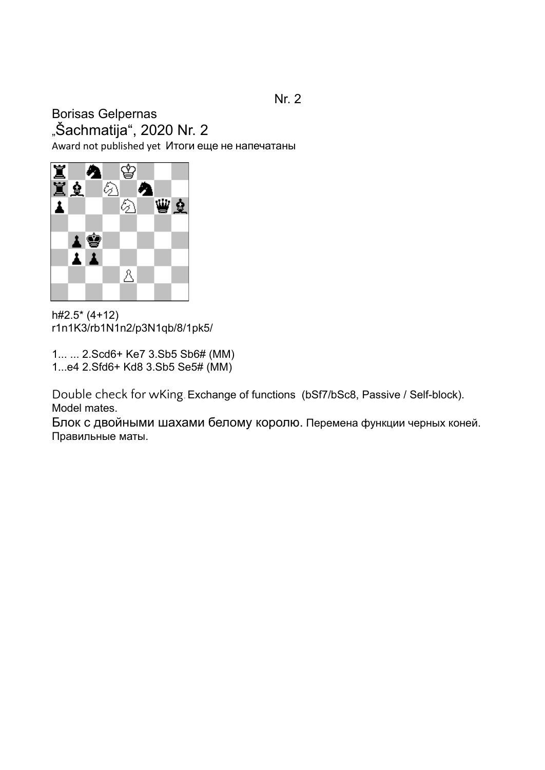Nr. 2

Borisas Gelpernas
„Šachmatija“, 2020 Nr. 2
Award not published yet Итоги еще не напечатаны

h#2.5* (4+12)
r1n1K3/rb1N1n2/p3N1qb/8/1pk5/

1... ... 2.Scd6+ Ke7 3.Sb5 Sb6# (MM)
1...e4 2.Sfd6+ Kd8 3.Sb5 Se5# (MM)

Double check for wKing. Exchange of functions (bSf7/bSc8, Passive / Self-block). Model mates.
Блок с двойными шахами белому королю. Перемена функции черных коней. Правильные маты.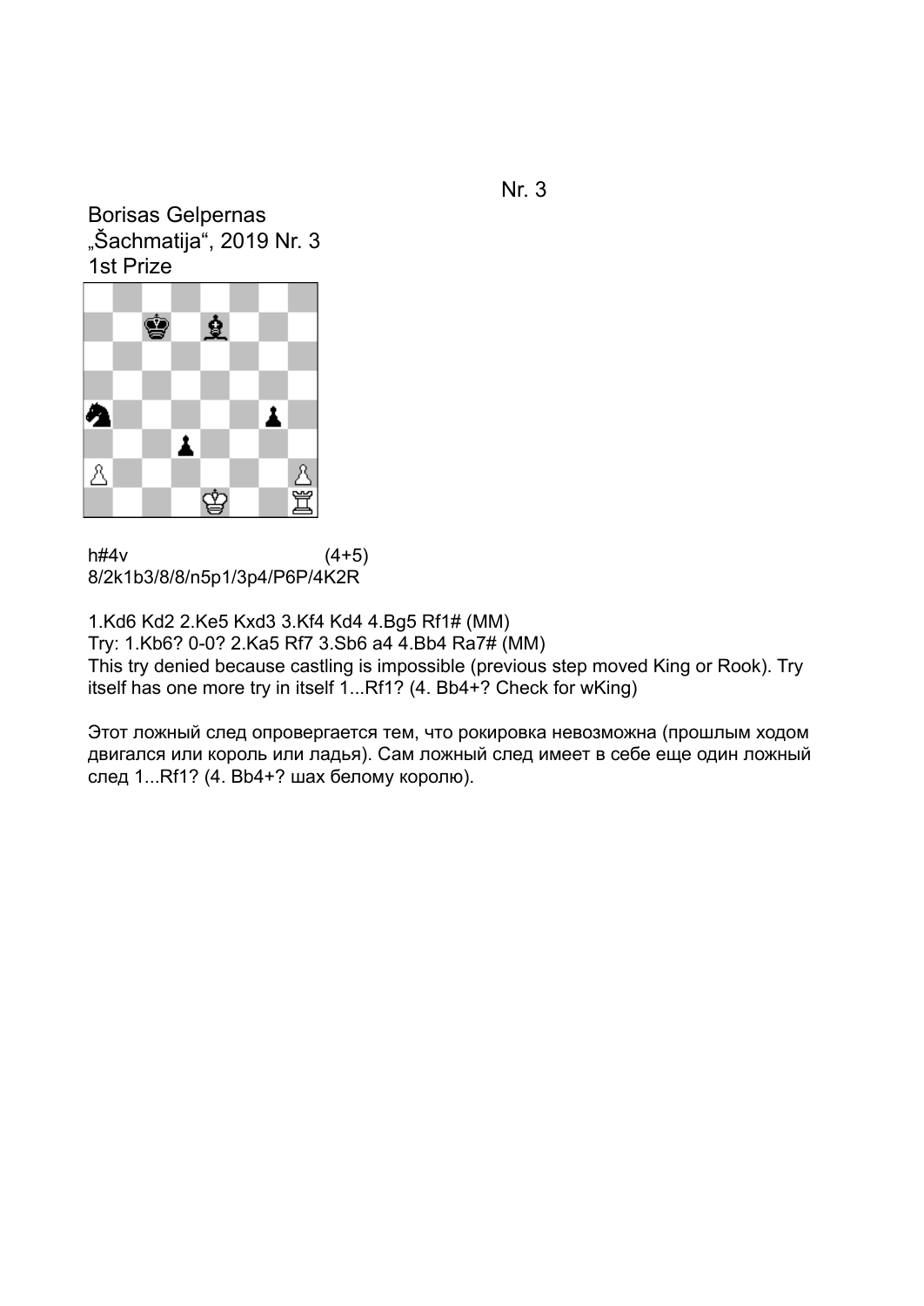Nr. 3

Borisas Gelpernas
„Šachmatija“, 2019 Nr. 3
1st Prize

h#4v (4+5)
8/2k1b3/8/8/n5p1/3p4/P6P/4K2R

1.Kd6 Kd2 2.Ke5 Kxd3 3.Kf4 Kd4 4.Bg5 Rf1# (MM)
Try: 1.Kb6? 0-0? 2.Ka5 Rf7 3.Sb6 a4 4.Bb4 Ra7# (MM)
This try denied because castling is impossible (previous step moved King or Rook). Try itself has one more try in itself 1...Rf1? (4. Bb4+? Check for wKing)

Этот ложный след опровергается тем, что рокировка невозможна (прошлым ходом двигался или король или ладья). Сам ложный след имеет в себе еще один ложный след 1...Rf1? (4. Bb4+? шах белому королю).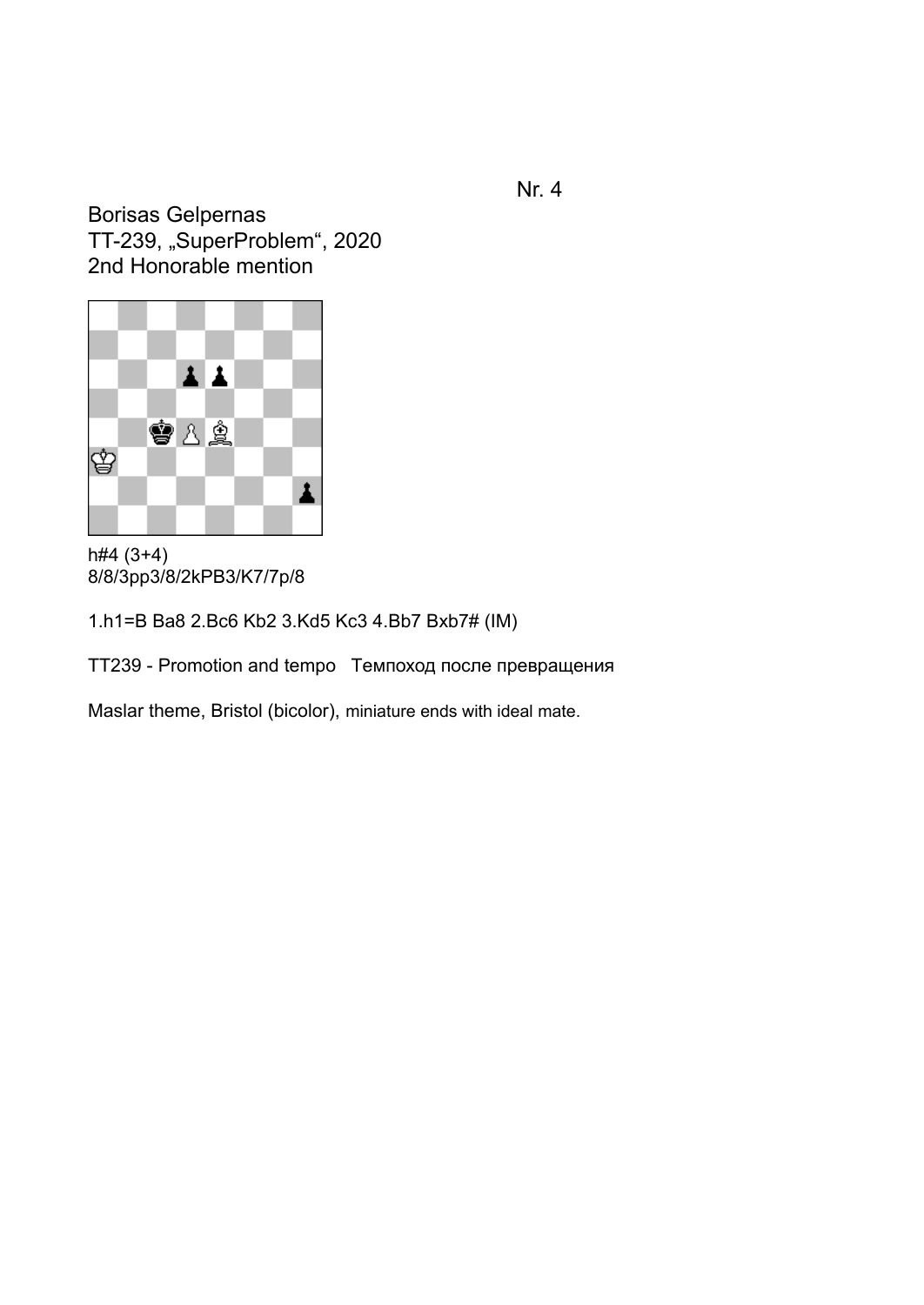Nr. 4

Borisas Gelpernas
TT-239, „SuperProblem“, 2020
2nd Honorable mention

h#4 (3+4)
8/8/3pp3/8/2kPB3/K7/7p/8

1.h1=B Ba8 2.Bc6 Kb2 3.Kd5 Kc3 4.Bb7 Bxb7# (IM)

TT239 - Promotion and tempo   Темпоход после превращения

Maslar theme, Bristol (bicolor), miniature ends with ideal mate.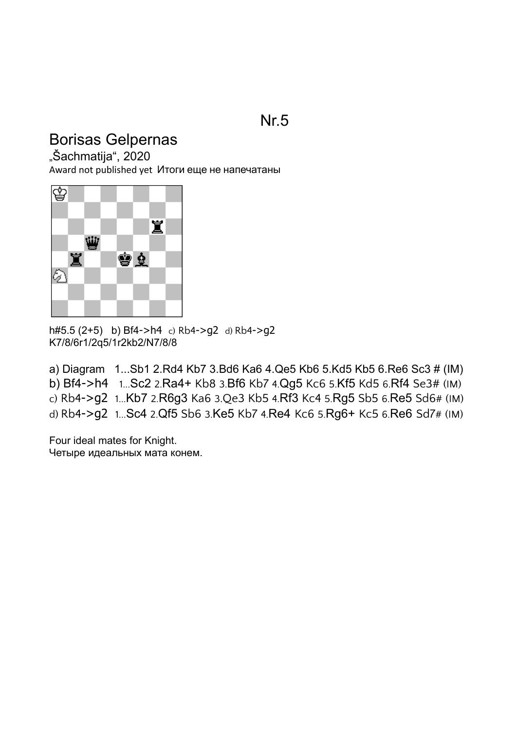# Nr.5

## Borisas Gelpernas

„Šachmatija“, 2020

Award not published yet Итоги еще не напечатаны

h#5.5 (2+5) b) Bf4->h4 c) Rb4->g2 d) Rb4->g2

K7/8/6r1/2q5/1r2kb2/N7/8/8

a) Diagram 1...Sb1 2.Rd4 Kb7 3.Bd6 Ka6 4.Qe5 Kb6 5.Kd5 Kb5 6.Re6 Sc3 # (IM)

b) Bf4->h4 1...Sc2 2.Ra4+ Kb8 3.Bf6 Kb7 4.Qg5 Kc6 5.Kf5 Kd5 6.Rf4 Se3# (IM)

c) Rb4->g2 1...Kb7 2.R6g3 Ka6 3.Qe3 Kb5 4.Rf3 Kc4 5.Rg5 Sb5 6.Re5 Sd6# (IM)

d) Rb4->g2 1...Sc4 2.Qf5 Sb6 3.Ke5 Kb7 4.Re4 Kc6 5.Rg6+ Kc5 6.Re6 Sd7# (IM)

Four ideal mates for Knight.

Четыре идеальных мата конем.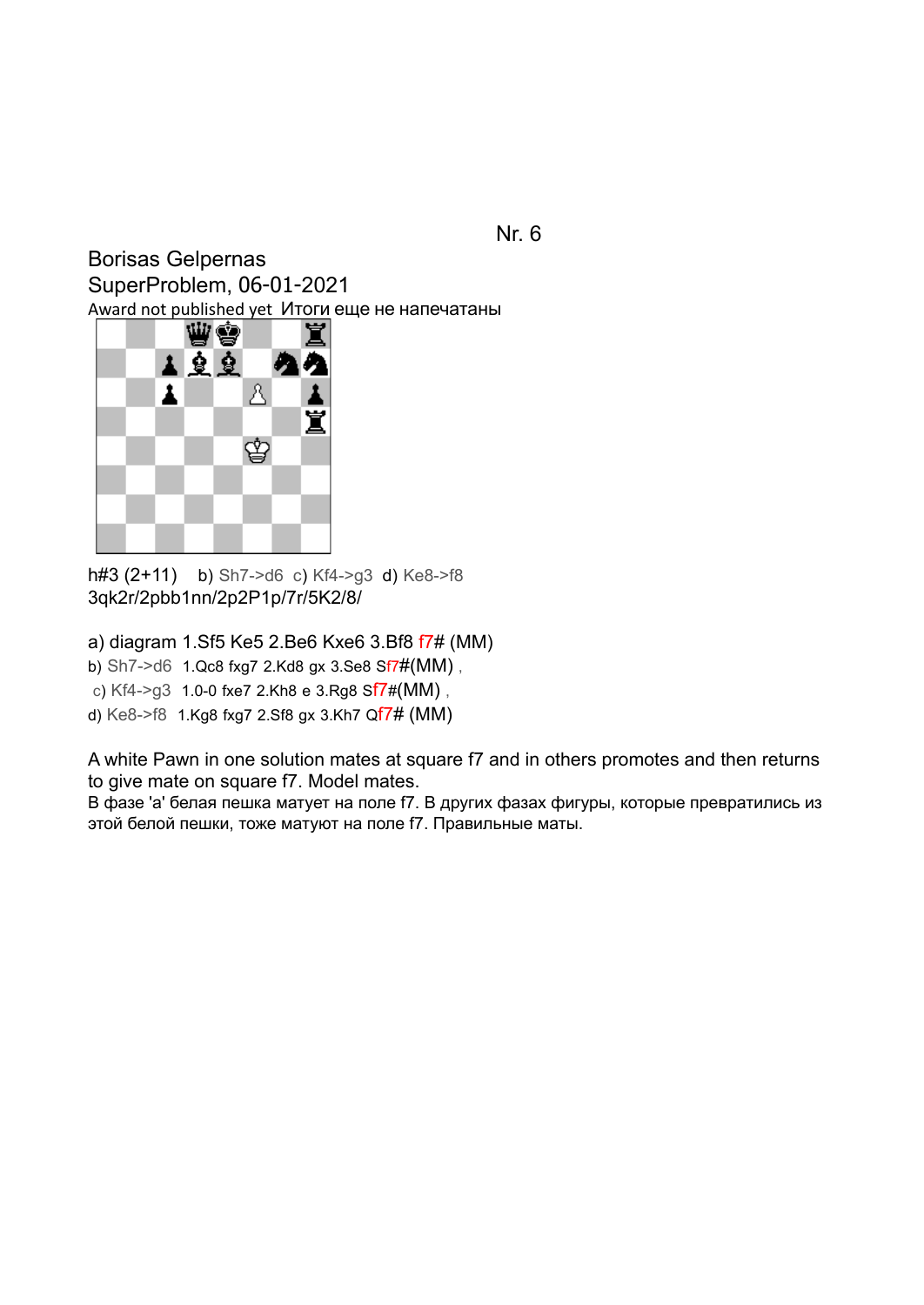Nr. 6

Borisas Gelpernas
SuperProblem, 06-01-2021
Award not published yet  Итоги еще не напечатаны

h#3 (2+11)    b) Sh7->d6  c) Kf4->g3  d) Ke8->f8
3qk2r/2pbb1nn/2p2P1p/7r/5K2/8/

a) diagram 1.Sf5 Ke5 2.Be6 Kxe6 3.Bf8 f7# (MM)
b) Sh7->d6  1.Qc8 fxg7 2.Kd8 gx 3.Se8 Sf7#(MM) ,
c) Kf4->g3  1.0-0 fxe7 2.Kh8 e 3.Rg8 Sf7#(MM) ,
d) Ke8->f8  1.Kg8 fxg7 2.Sf8 gx 3.Kh7 Qf7# (MM)

A white Pawn in one solution mates at square f7 and in others promotes and then returns to give mate on square f7. Model mates.
В фазе 'a' белая пешка матует на поле f7. В других фазах фигуры, которые превратились из этой белой пешки, тоже матуют на поле f7. Правильные маты.